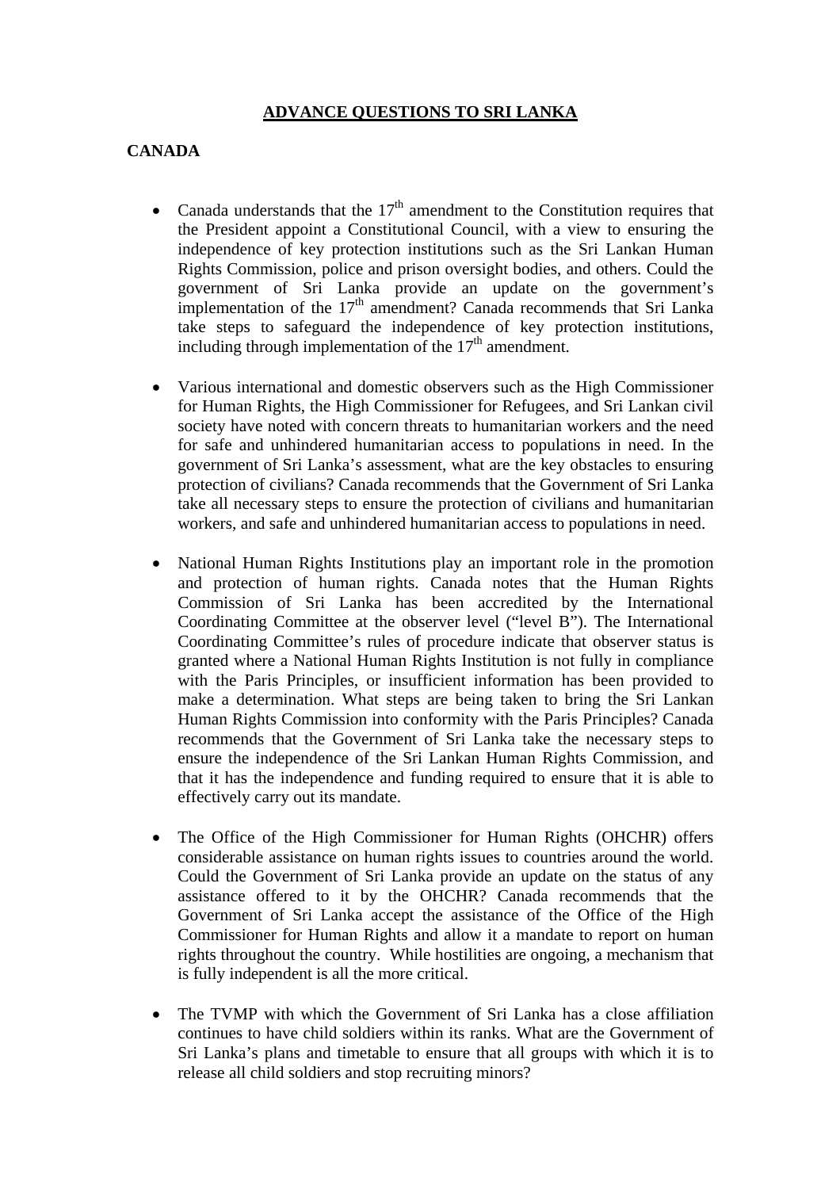# ADVANCE QUESTIONS TO SRI LANKA

## CANADA

- Canada understands that the 17th amendment to the Constitution requires that the President appoint a Constitutional Council, with a view to ensuring the independence of key protection institutions such as the Sri Lankan Human Rights Commission, police and prison oversight bodies, and others. Could the government of Sri Lanka provide an update on the government's implementation of the 17th amendment? Canada recommends that Sri Lanka take steps to safeguard the independence of key protection institutions, including through implementation of the 17th amendment.

- Various international and domestic observers such as the High Commissioner for Human Rights, the High Commissioner for Refugees, and Sri Lankan civil society have noted with concern threats to humanitarian workers and the need for safe and unhindered humanitarian access to populations in need. In the government of Sri Lanka's assessment, what are the key obstacles to ensuring protection of civilians? Canada recommends that the Government of Sri Lanka take all necessary steps to ensure the protection of civilians and humanitarian workers, and safe and unhindered humanitarian access to populations in need.

- National Human Rights Institutions play an important role in the promotion and protection of human rights. Canada notes that the Human Rights Commission of Sri Lanka has been accredited by the International Coordinating Committee at the observer level ("level B"). The International Coordinating Committee's rules of procedure indicate that observer status is granted where a National Human Rights Institution is not fully in compliance with the Paris Principles, or insufficient information has been provided to make a determination. What steps are being taken to bring the Sri Lankan Human Rights Commission into conformity with the Paris Principles? Canada recommends that the Government of Sri Lanka take the necessary steps to ensure the independence of the Sri Lankan Human Rights Commission, and that it has the independence and funding required to ensure that it is able to effectively carry out its mandate.

- The Office of the High Commissioner for Human Rights (OHCHR) offers considerable assistance on human rights issues to countries around the world. Could the Government of Sri Lanka provide an update on the status of any assistance offered to it by the OHCHR? Canada recommends that the Government of Sri Lanka accept the assistance of the Office of the High Commissioner for Human Rights and allow it a mandate to report on human rights throughout the country. While hostilities are ongoing, a mechanism that is fully independent is all the more critical.

- The TVMP with which the Government of Sri Lanka has a close affiliation continues to have child soldiers within its ranks. What are the Government of Sri Lanka's plans and timetable to ensure that all groups with which it is to release all child soldiers and stop recruiting minors?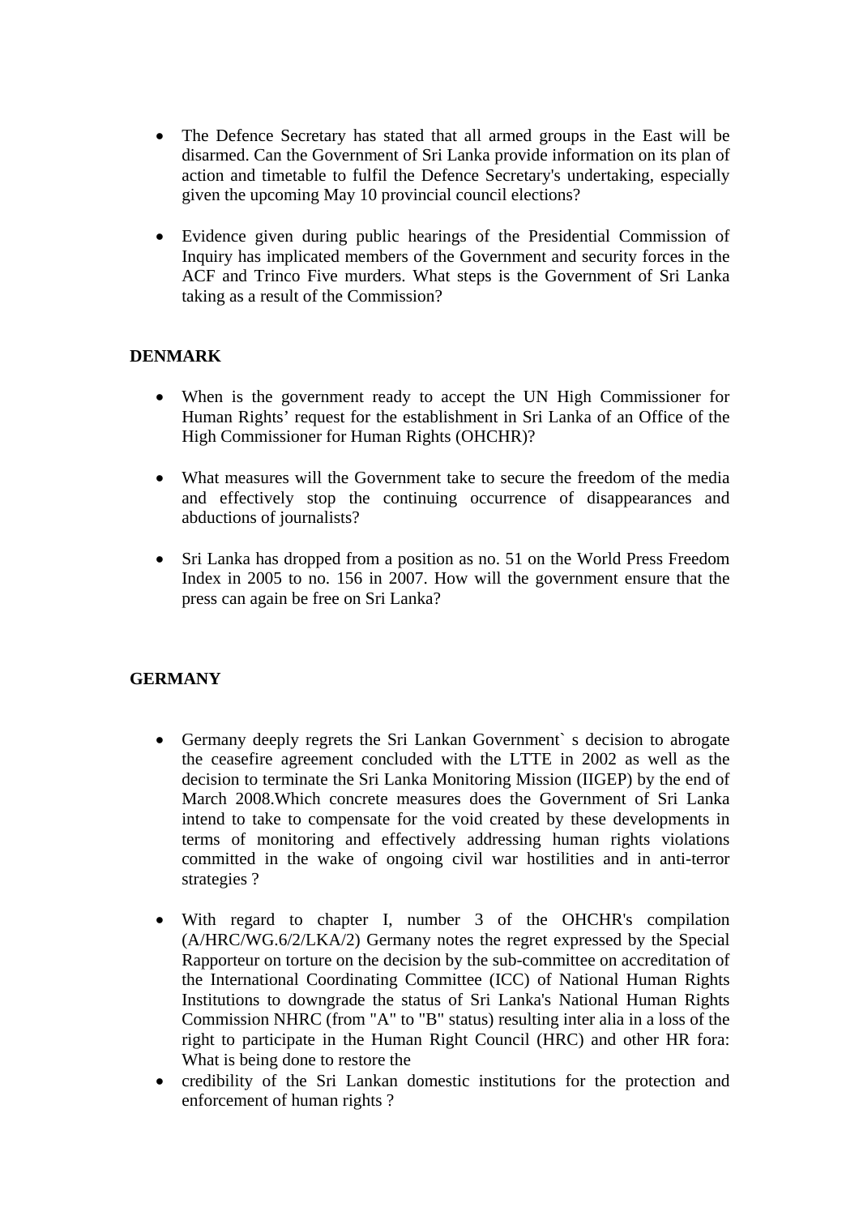- The Defence Secretary has stated that all armed groups in the East will be disarmed. Can the Government of Sri Lanka provide information on its plan of action and timetable to fulfil the Defence Secretary's undertaking, especially given the upcoming May 10 provincial council elections?

- Evidence given during public hearings of the Presidential Commission of Inquiry has implicated members of the Government and security forces in the ACF and Trinco Five murders. What steps is the Government of Sri Lanka taking as a result of the Commission?

**DENMARK**

- When is the government ready to accept the UN High Commissioner for Human Rights' request for the establishment in Sri Lanka of an Office of the High Commissioner for Human Rights (OHCHR)?

- What measures will the Government take to secure the freedom of the media and effectively stop the continuing occurrence of disappearances and abductions of journalists?

- Sri Lanka has dropped from a position as no. 51 on the World Press Freedom Index in 2005 to no. 156 in 2007. How will the government ensure that the press can again be free on Sri Lanka?

**GERMANY**

- Germany deeply regrets the Sri Lankan Government` s decision to abrogate the ceasefire agreement concluded with the LTTE in 2002 as well as the decision to terminate the Sri Lanka Monitoring Mission (IIGEP) by the end of March 2008.Which concrete measures does the Government of Sri Lanka intend to take to compensate for the void created by these developments in terms of monitoring and effectively addressing human rights violations committed in the wake of ongoing civil war hostilities and in anti-terror strategies ?

- With regard to chapter I, number 3 of the OHCHR's compilation (A/HRC/WG.6/2/LKA/2) Germany notes the regret expressed by the Special Rapporteur on torture on the decision by the sub-committee on accreditation of the International Coordinating Committee (ICC) of National Human Rights Institutions to downgrade the status of Sri Lanka's National Human Rights Commission NHRC (from "A" to "B" status) resulting inter alia in a loss of the right to participate in the Human Right Council (HRC) and other HR fora: What is being done to restore the
- credibility of the Sri Lankan domestic institutions for the protection and enforcement of human rights ?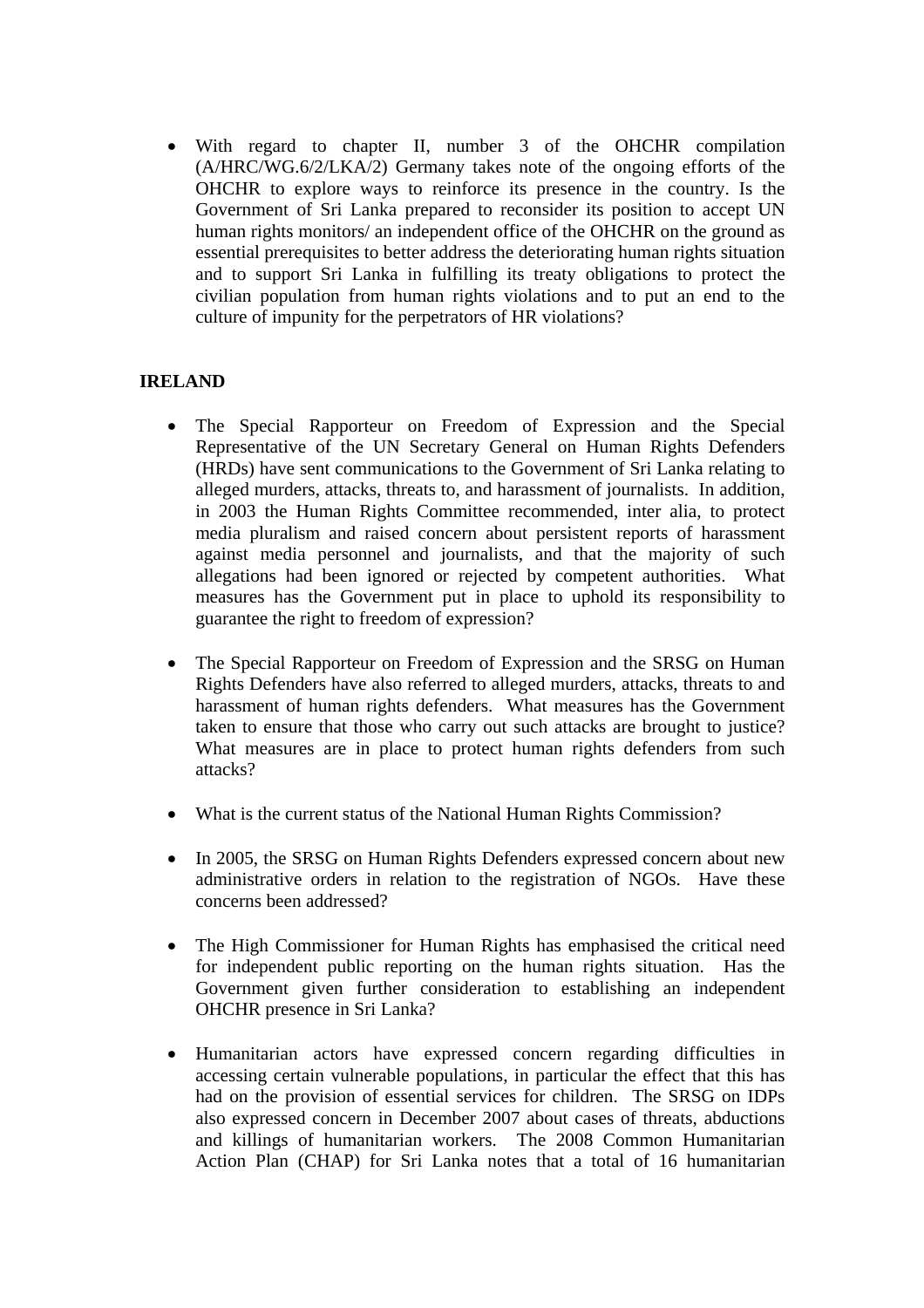- With regard to chapter II, number 3 of the OHCHR compilation (A/HRC/WG.6/2/LKA/2) Germany takes note of the ongoing efforts of the OHCHR to explore ways to reinforce its presence in the country. Is the Government of Sri Lanka prepared to reconsider its position to accept UN human rights monitors/ an independent office of the OHCHR on the ground as essential prerequisites to better address the deteriorating human rights situation and to support Sri Lanka in fulfilling its treaty obligations to protect the civilian population from human rights violations and to put an end to the culture of impunity for the perpetrators of HR violations?

**IRELAND**

- The Special Rapporteur on Freedom of Expression and the Special Representative of the UN Secretary General on Human Rights Defenders (HRDs) have sent communications to the Government of Sri Lanka relating to alleged murders, attacks, threats to, and harassment of journalists. In addition, in 2003 the Human Rights Committee recommended, inter alia, to protect media pluralism and raised concern about persistent reports of harassment against media personnel and journalists, and that the majority of such allegations had been ignored or rejected by competent authorities. What measures has the Government put in place to uphold its responsibility to guarantee the right to freedom of expression?

- The Special Rapporteur on Freedom of Expression and the SRSG on Human Rights Defenders have also referred to alleged murders, attacks, threats to and harassment of human rights defenders. What measures has the Government taken to ensure that those who carry out such attacks are brought to justice? What measures are in place to protect human rights defenders from such attacks?

- What is the current status of the National Human Rights Commission?

- In 2005, the SRSG on Human Rights Defenders expressed concern about new administrative orders in relation to the registration of NGOs. Have these concerns been addressed?

- The High Commissioner for Human Rights has emphasised the critical need for independent public reporting on the human rights situation. Has the Government given further consideration to establishing an independent OHCHR presence in Sri Lanka?

- Humanitarian actors have expressed concern regarding difficulties in accessing certain vulnerable populations, in particular the effect that this has had on the provision of essential services for children. The SRSG on IDPs also expressed concern in December 2007 about cases of threats, abductions and killings of humanitarian workers. The 2008 Common Humanitarian Action Plan (CHAP) for Sri Lanka notes that a total of 16 humanitarian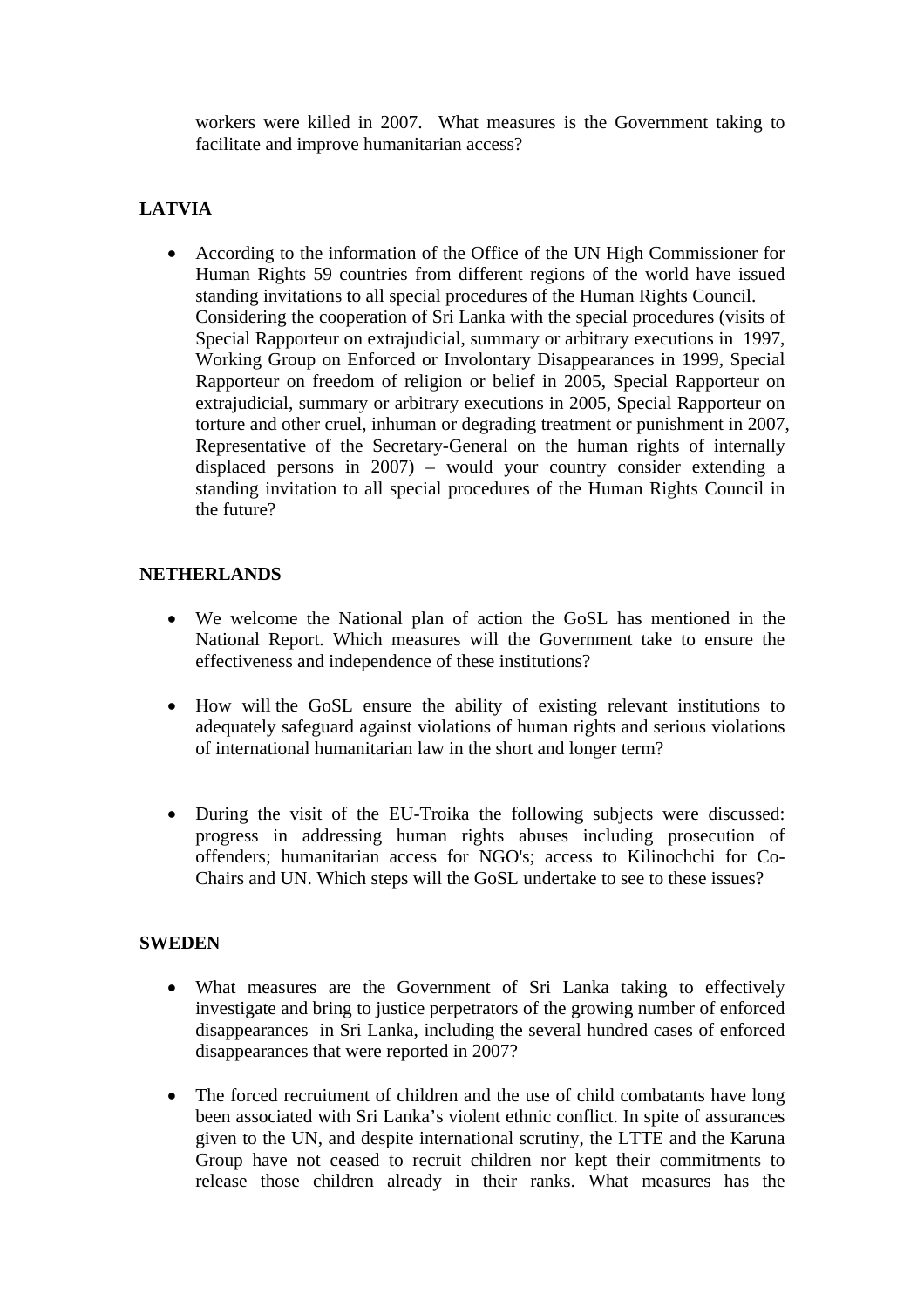workers were killed in 2007. What measures is the Government taking to facilitate and improve humanitarian access?

## LATVIA

- According to the information of the Office of the UN High Commissioner for Human Rights 59 countries from different regions of the world have issued standing invitations to all special procedures of the Human Rights Council. Considering the cooperation of Sri Lanka with the special procedures (visits of Special Rapporteur on extrajudicial, summary or arbitrary executions in 1997, Working Group on Enforced or Involontary Disappearances in 1999, Special Rapporteur on freedom of religion or belief in 2005, Special Rapporteur on extrajudicial, summary or arbitrary executions in 2005, Special Rapporteur on torture and other cruel, inhuman or degrading treatment or punishment in 2007, Representative of the Secretary-General on the human rights of internally displaced persons in 2007) – would your country consider extending a standing invitation to all special procedures of the Human Rights Council in the future?

## NETHERLANDS

- We welcome the National plan of action the GoSL has mentioned in the National Report. Which measures will the Government take to ensure the effectiveness and independence of these institutions?

- How will the GoSL ensure the ability of existing relevant institutions to adequately safeguard against violations of human rights and serious violations of international humanitarian law in the short and longer term?

- During the visit of the EU-Troika the following subjects were discussed: progress in addressing human rights abuses including prosecution of offenders; humanitarian access for NGO's; access to Kilinochchi for Co-Chairs and UN. Which steps will the GoSL undertake to see to these issues?

## SWEDEN

- What measures are the Government of Sri Lanka taking to effectively investigate and bring to justice perpetrators of the growing number of enforced disappearances in Sri Lanka, including the several hundred cases of enforced disappearances that were reported in 2007?

- The forced recruitment of children and the use of child combatants have long been associated with Sri Lanka's violent ethnic conflict. In spite of assurances given to the UN, and despite international scrutiny, the LTTE and the Karuna Group have not ceased to recruit children nor kept their commitments to release those children already in their ranks. What measures has the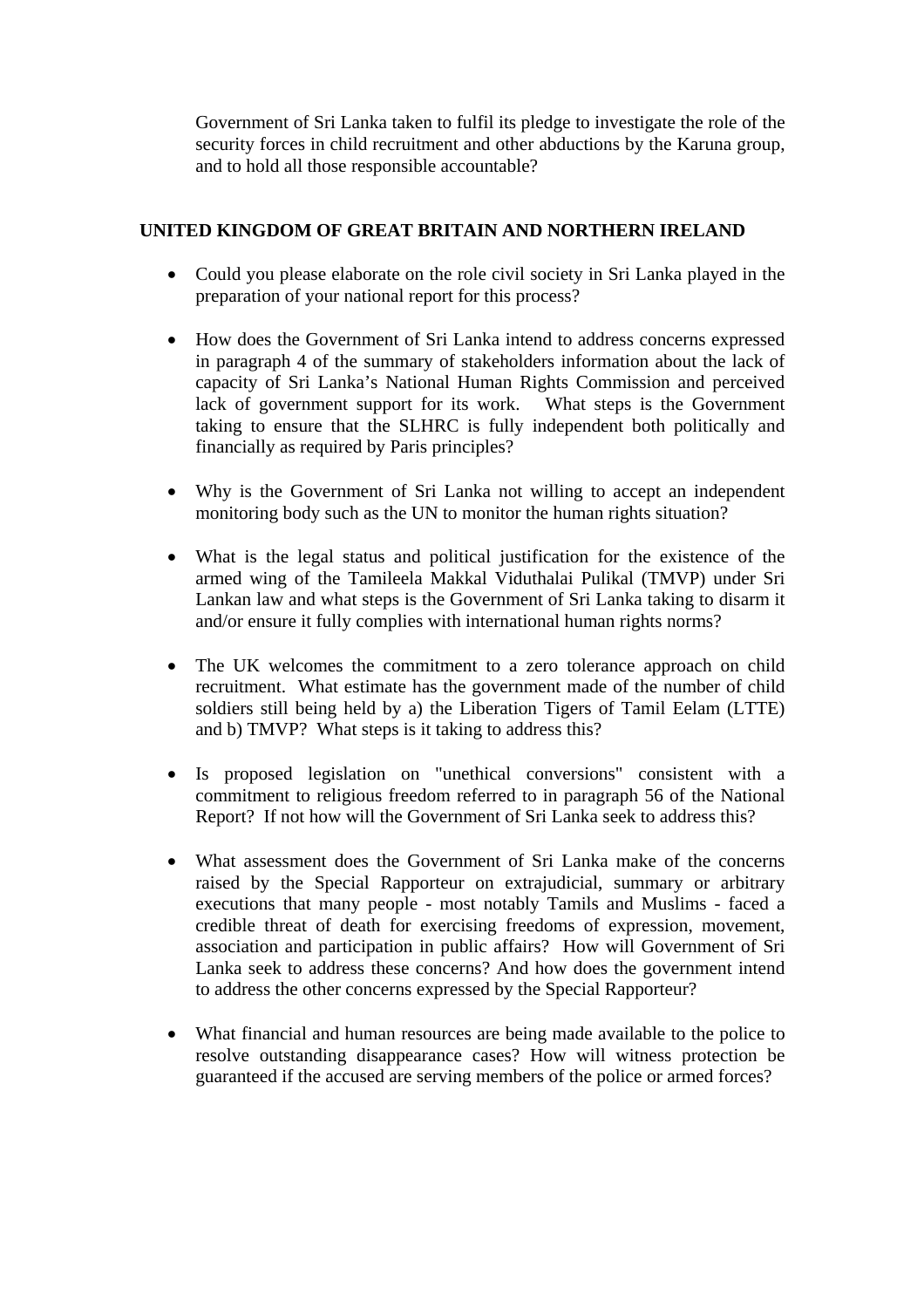Government of Sri Lanka taken to fulfil its pledge to investigate the role of the security forces in child recruitment and other abductions by the Karuna group, and to hold all those responsible accountable?

## UNITED KINGDOM OF GREAT BRITAIN AND NORTHERN IRELAND

- Could you please elaborate on the role civil society in Sri Lanka played in the preparation of your national report for this process?

- How does the Government of Sri Lanka intend to address concerns expressed in paragraph 4 of the summary of stakeholders information about the lack of capacity of Sri Lanka's National Human Rights Commission and perceived lack of government support for its work. What steps is the Government taking to ensure that the SLHRC is fully independent both politically and financially as required by Paris principles?

- Why is the Government of Sri Lanka not willing to accept an independent monitoring body such as the UN to monitor the human rights situation?

- What is the legal status and political justification for the existence of the armed wing of the Tamileela Makkal Viduthalai Pulikal (TMVP) under Sri Lankan law and what steps is the Government of Sri Lanka taking to disarm it and/or ensure it fully complies with international human rights norms?

- The UK welcomes the commitment to a zero tolerance approach on child recruitment. What estimate has the government made of the number of child soldiers still being held by a) the Liberation Tigers of Tamil Eelam (LTTE) and b) TMVP? What steps is it taking to address this?

- Is proposed legislation on "unethical conversions" consistent with a commitment to religious freedom referred to in paragraph 56 of the National Report? If not how will the Government of Sri Lanka seek to address this?

- What assessment does the Government of Sri Lanka make of the concerns raised by the Special Rapporteur on extrajudicial, summary or arbitrary executions that many people - most notably Tamils and Muslims - faced a credible threat of death for exercising freedoms of expression, movement, association and participation in public affairs? How will Government of Sri Lanka seek to address these concerns? And how does the government intend to address the other concerns expressed by the Special Rapporteur?

- What financial and human resources are being made available to the police to resolve outstanding disappearance cases? How will witness protection be guaranteed if the accused are serving members of the police or armed forces?